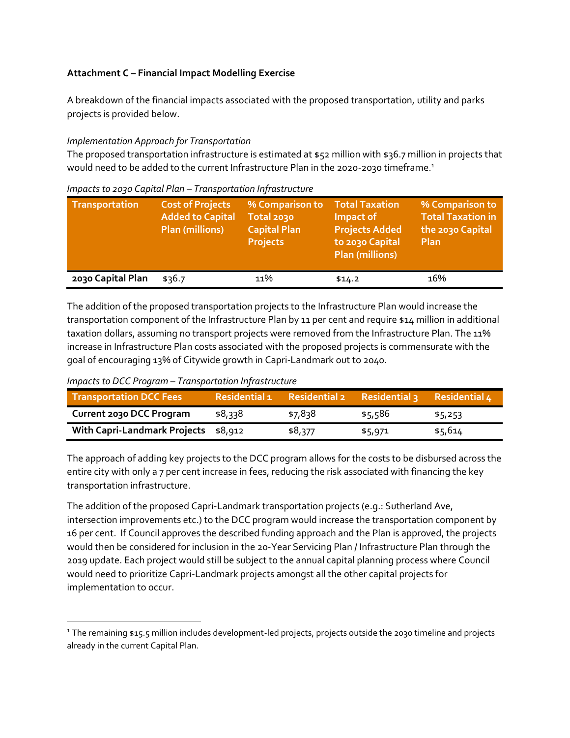**Attachment C – Financial Impact Modelling Exercise**

A breakdown of the financial impacts associated with the proposed transportation, utility and parks projects is provided below.

*Implementation Approach for Transportation*

The proposed transportation infrastructure is estimated at $52 million with $36.7 million in projects that would need to be added to the current Infrastructure Plan in the 2020-2030 timeframe.[1]

*Impacts to 2030 Capital Plan – Transportation Infrastructure*

| Transportation | Cost of Projects Added to Capital Plan (millions) | % Comparison to Total 2030 Capital Plan Projects | Total Taxation Impact of Projects Added to 2030 Capital Plan (millions) | % Comparison to Total Taxation in the 2030 Capital Plan |
|---|---|---|---|---|
| **2030 Capital Plan** | $36.7 | 11% | $14.2 | 16% |

The addition of the proposed transportation projects to the Infrastructure Plan would increase the transportation component of the Infrastructure Plan by 11 per cent and require $14 million in additional taxation dollars, assuming no transport projects were removed from the Infrastructure Plan. The 11% increase in Infrastructure Plan costs associated with the proposed projects is commensurate with the goal of encouraging 13% of Citywide growth in Capri-Landmark out to 2040.

*Impacts to DCC Program – Transportation Infrastructure*

| Transportation DCC Fees | Residential 1 | Residential 2 | Residential 3 | Residential 4 |
|---|---|---|---|---|
| **Current 2030 DCC Program** | $8,338 | $7,838 | $5,586 | $5,253 |
| **With Capri-Landmark Projects** | $8,912 | $8,377 | $5,971 | $5,614 |

The approach of adding key projects to the DCC program allows for the costs to be disbursed across the entire city with only a 7 per cent increase in fees, reducing the risk associated with financing the key transportation infrastructure.

The addition of the proposed Capri-Landmark transportation projects (e.g.: Sutherland Ave, intersection improvements etc.) to the DCC program would increase the transportation component by 16 per cent. If Council approves the described funding approach and the Plan is approved, the projects would then be considered for inclusion in the 20-Year Servicing Plan / Infrastructure Plan through the 2019 update. Each project would still be subject to the annual capital planning process where Council would need to prioritize Capri-Landmark projects amongst all the other capital projects for implementation to occur.

[1] The remaining $15.5 million includes development-led projects, projects outside the 2030 timeline and projects already in the current Capital Plan.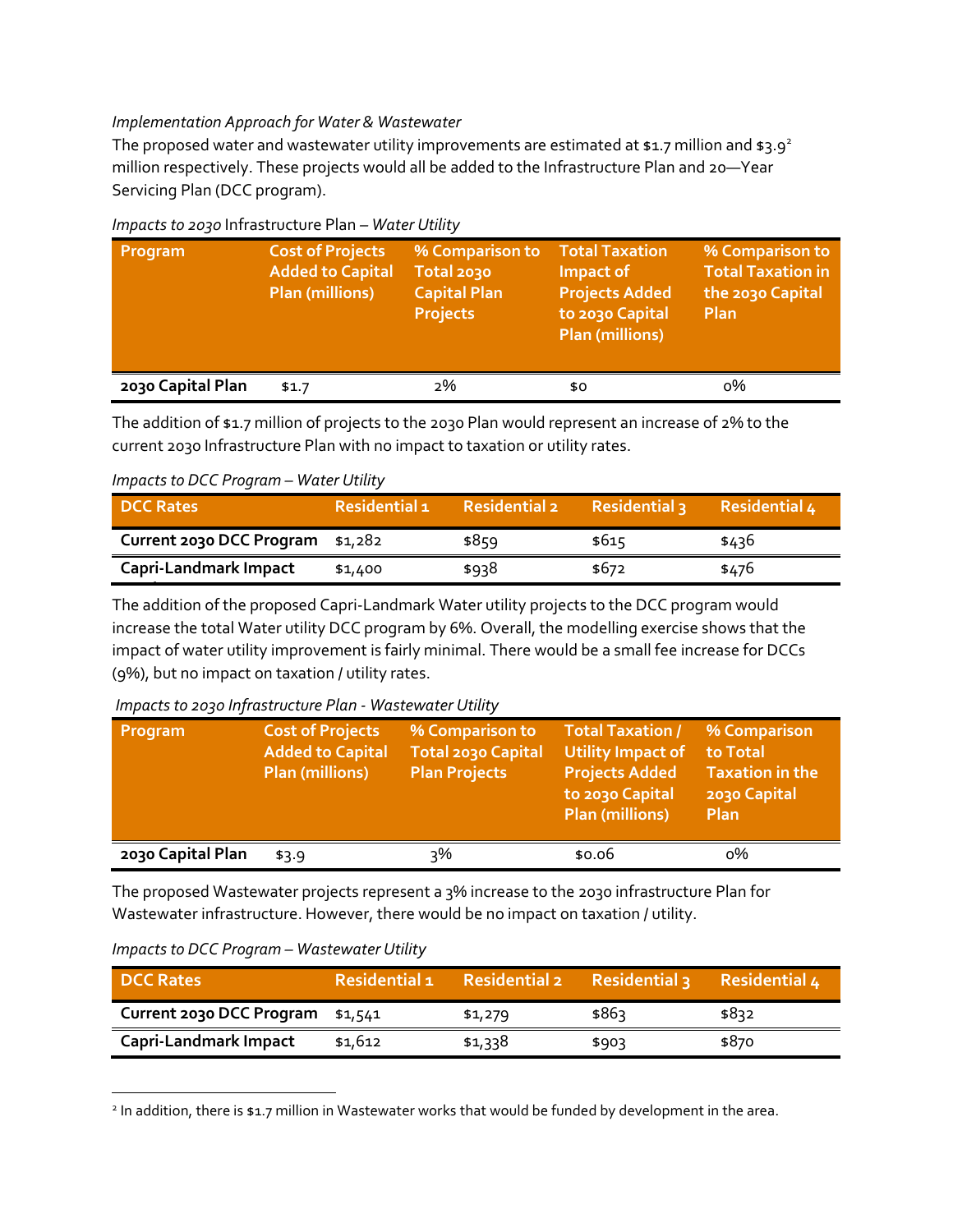*Implementation Approach for Water & Wastewater*

The proposed water and wastewater utility improvements are estimated at $1.7 million and $3.9[2] million respectively. These projects would all be added to the Infrastructure Plan and 20—Year Servicing Plan (DCC program).

*Impacts to 2030* Infrastructure Plan – *Water Utility*

| Program | Cost of Projects Added to Capital Plan (millions) | % Comparison to Total 2030 Capital Plan Projects | Total Taxation Impact of Projects Added to 2030 Capital Plan (millions) | % Comparison to Total Taxation in the 2030 Capital Plan |
|---|---|---|---|---|
| **2030 Capital Plan** | $1.7 | 2% | $0 | 0% |

The addition of $1.7 million of projects to the 2030 Plan would represent an increase of 2% to the current 2030 Infrastructure Plan with no impact to taxation or utility rates.

*Impacts to DCC Program – Water Utility*

| DCC Rates | Residential 1 | Residential 2 | Residential 3 | Residential 4 |
|---|---|---|---|---|
| **Current 2030 DCC Program** | $1,282 | $859 | $615 | $436 |
| **Capri-Landmark Impact** | $1,400 | $938 | $672 | $476 |

The addition of the proposed Capri-Landmark Water utility projects to the DCC program would increase the total Water utility DCC program by 6%. Overall, the modelling exercise shows that the impact of water utility improvement is fairly minimal. There would be a small fee increase for DCCs (9%), but no impact on taxation / utility rates.

*Impacts to 2030 Infrastructure Plan - Wastewater Utility*

| Program | Cost of Projects Added to Capital Plan (millions) | % Comparison to Total 2030 Capital Plan Projects | Total Taxation / Utility Impact of Projects Added to 2030 Capital Plan (millions) | % Comparison to Total Taxation in the 2030 Capital Plan |
|---|---|---|---|---|
| **2030 Capital Plan** | $3.9 | 3% | $0.06 | 0% |

The proposed Wastewater projects represent a 3% increase to the 2030 infrastructure Plan for Wastewater infrastructure. However, there would be no impact on taxation / utility.

*Impacts to DCC Program – Wastewater Utility*

| DCC Rates | Residential 1 | Residential 2 | Residential 3 | Residential 4 |
|---|---|---|---|---|
| **Current 2030 DCC Program** | $1,541 | $1,279 | $863 | $832 |
| **Capri-Landmark Impact** | $1,612 | $1,338 | $903 | $870 |

[2] In addition, there is $1.7 million in Wastewater works that would be funded by development in the area.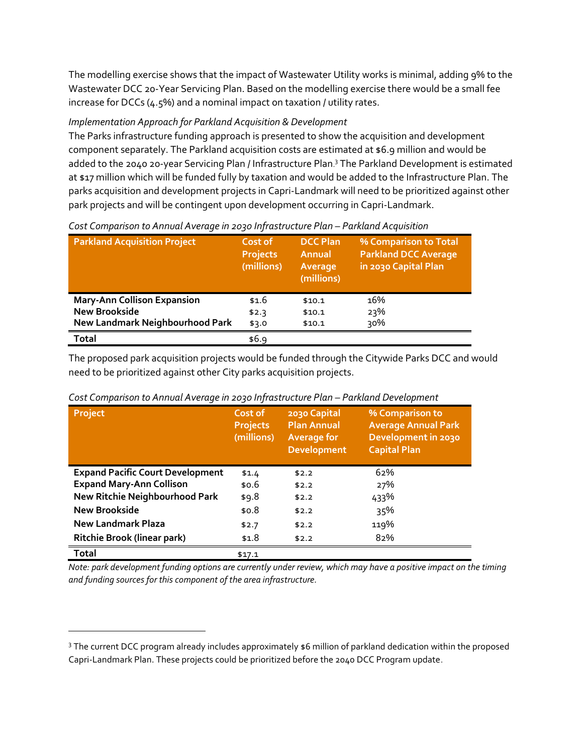The modelling exercise shows that the impact of Wastewater Utility works is minimal, adding 9% to the Wastewater DCC 20-Year Servicing Plan. Based on the modelling exercise there would be a small fee increase for DCCs (4.5%) and a nominal impact on taxation / utility rates.

*Implementation Approach for Parkland Acquisition & Development*

The Parks infrastructure funding approach is presented to show the acquisition and development component separately. The Parkland acquisition costs are estimated at $6.9 million and would be added to the 2040 20-year Servicing Plan / Infrastructure Plan.[3] The Parkland Development is estimated at $17 million which will be funded fully by taxation and would be added to the Infrastructure Plan. The parks acquisition and development projects in Capri-Landmark will need to be prioritized against other park projects and will be contingent upon development occurring in Capri-Landmark.

*Cost Comparison to Annual Average in 2030 Infrastructure Plan – Parkland Acquisition*

| Parkland Acquisition Project | Cost of Projects (millions) | DCC Plan Annual Average (millions) | % Comparison to Total Parkland DCC Average in 2030 Capital Plan |
|---|---|---|---|
| **Mary-Ann Collison Expansion** | $1.6 | $10.1 | 16% |
| **New Brookside** | $2.3 | $10.1 | 23% |
| **New Landmark Neighbourhood Park** | $3.0 | $10.1 | 30% |
| **Total** | $6.9 | | |

The proposed park acquisition projects would be funded through the Citywide Parks DCC and would need to be prioritized against other City parks acquisition projects.

*Cost Comparison to Annual Average in 2030 Infrastructure Plan – Parkland Development*

| Project | Cost of Projects (millions) | 2030 Capital Plan Annual Average for Development | % Comparison to Average Annual Park Development in 2030 Capital Plan |
|---|---|---|---|
| **Expand Pacific Court Development** | $1.4 | $2.2 | 62% |
| **Expand Mary-Ann Collison** | $0.6 | $2.2 | 27% |
| **New Ritchie Neighbourhood Park** | $9.8 | $2.2 | 433% |
| **New Brookside** | $0.8 | $2.2 | 35% |
| **New Landmark Plaza** | $2.7 | $2.2 | 119% |
| **Ritchie Brook (linear park)** | $1.8 | $2.2 | 82% |
| **Total** | $17.1 | | |

*Note: park development funding options are currently under review, which may have a positive impact on the timing and funding sources for this component of the area infrastructure.*

[3] The current DCC program already includes approximately $6 million of parkland dedication within the proposed Capri-Landmark Plan. These projects could be prioritized before the 2040 DCC Program update.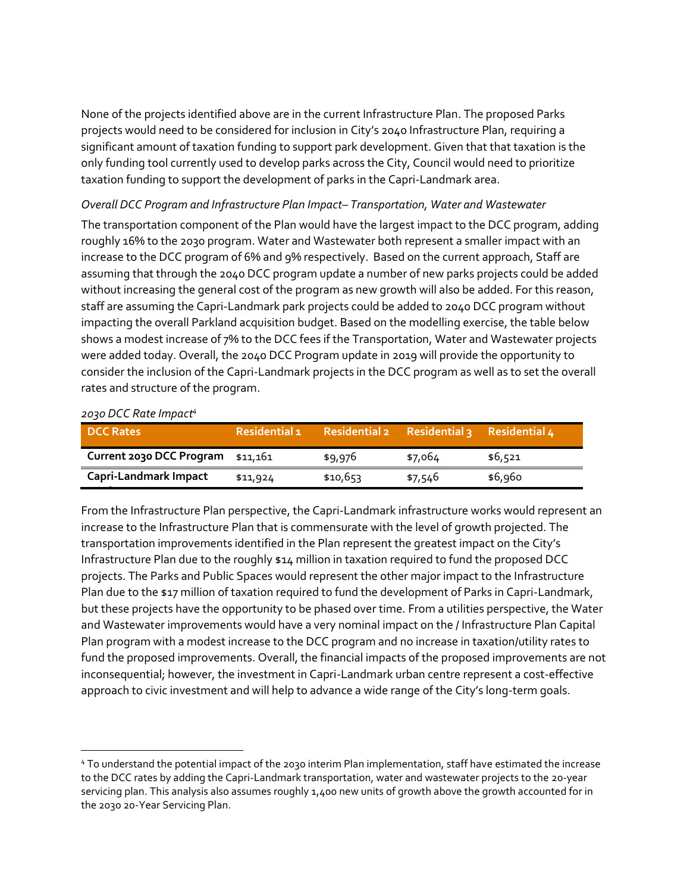None of the projects identified above are in the current Infrastructure Plan. The proposed Parks projects would need to be considered for inclusion in City's 2040 Infrastructure Plan, requiring a significant amount of taxation funding to support park development. Given that that taxation is the only funding tool currently used to develop parks across the City, Council would need to prioritize taxation funding to support the development of parks in the Capri-Landmark area.

*Overall DCC Program and Infrastructure Plan Impact– Transportation, Water and Wastewater*

The transportation component of the Plan would have the largest impact to the DCC program, adding roughly 16% to the 2030 program. Water and Wastewater both represent a smaller impact with an increase to the DCC program of 6% and 9% respectively. Based on the current approach, Staff are assuming that through the 2040 DCC program update a number of new parks projects could be added without increasing the general cost of the program as new growth will also be added. For this reason, staff are assuming the Capri-Landmark park projects could be added to 2040 DCC program without impacting the overall Parkland acquisition budget. Based on the modelling exercise, the table below shows a modest increase of 7% to the DCC fees if the Transportation, Water and Wastewater projects were added today. Overall, the 2040 DCC Program update in 2019 will provide the opportunity to consider the inclusion of the Capri-Landmark projects in the DCC program as well as to set the overall rates and structure of the program.

*2030 DCC Rate Impact*[4]

| DCC Rates | Residential 1 | Residential 2 | Residential 3 | Residential 4 |
|---|---|---|---|---|
| **Current 2030 DCC Program** | $11,161 | $9,976 | $7,064 | $6,521 |
| **Capri-Landmark Impact** | $11,924 | $10,653 | $7,546 | $6,960 |

From the Infrastructure Plan perspective, the Capri-Landmark infrastructure works would represent an increase to the Infrastructure Plan that is commensurate with the level of growth projected. The transportation improvements identified in the Plan represent the greatest impact on the City's Infrastructure Plan due to the roughly $14 million in taxation required to fund the proposed DCC projects. The Parks and Public Spaces would represent the other major impact to the Infrastructure Plan due to the $17 million of taxation required to fund the development of Parks in Capri-Landmark, but these projects have the opportunity to be phased over time. From a utilities perspective, the Water and Wastewater improvements would have a very nominal impact on the / Infrastructure Plan Capital Plan program with a modest increase to the DCC program and no increase in taxation/utility rates to fund the proposed improvements. Overall, the financial impacts of the proposed improvements are not inconsequential; however, the investment in Capri-Landmark urban centre represent a cost-effective approach to civic investment and will help to advance a wide range of the City's long-term goals.

[4] To understand the potential impact of the 2030 interim Plan implementation, staff have estimated the increase to the DCC rates by adding the Capri-Landmark transportation, water and wastewater projects to the 20-year servicing plan. This analysis also assumes roughly 1,400 new units of growth above the growth accounted for in the 2030 20-Year Servicing Plan.